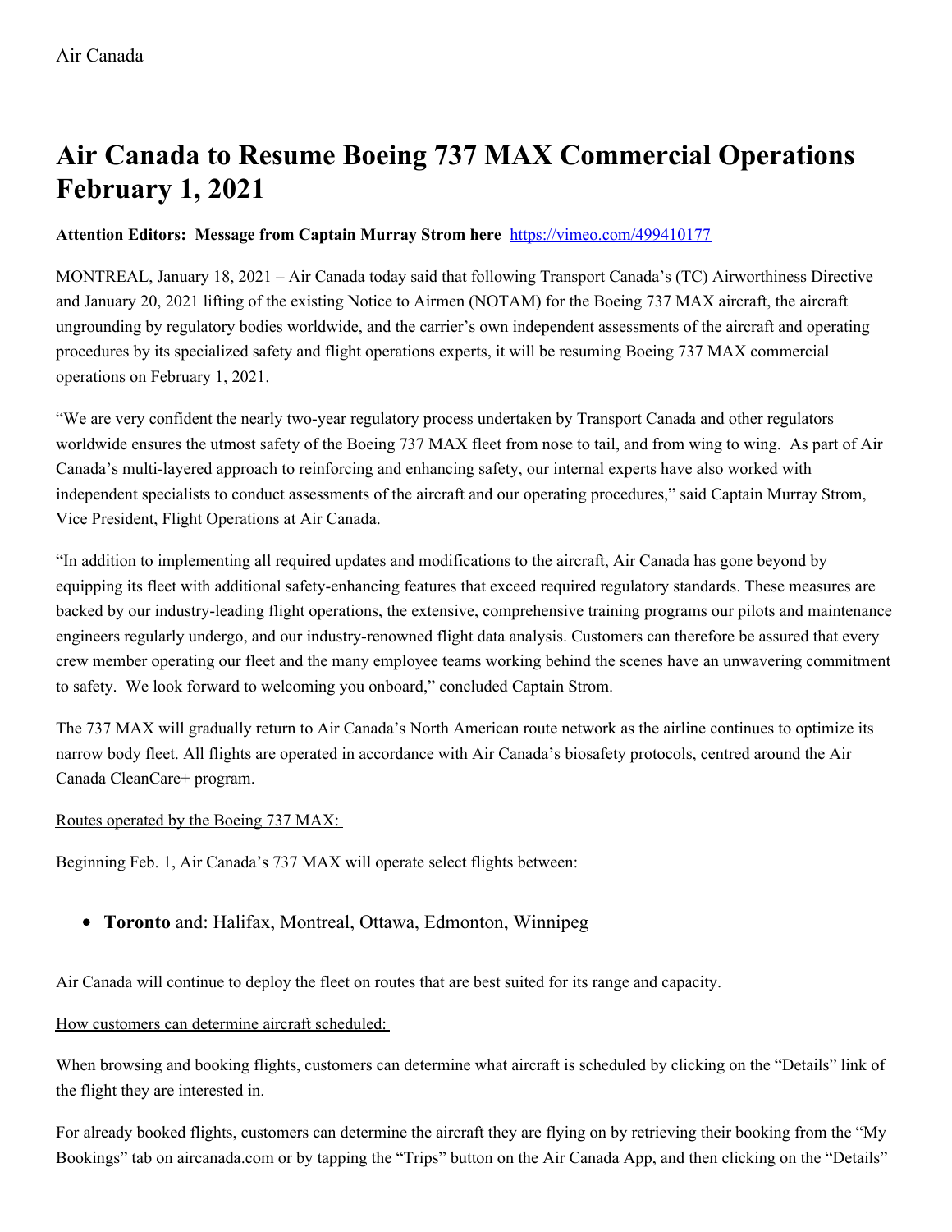Air Canada

# Air Canada to Resume Boeing 737 MAX Commercial Operations February 1, 2021

**Attention Editors: Message from Captain Murray Strom here** https://vimeo.com/499410177

MONTREAL, January 18, 2021 – Air Canada today said that following Transport Canada's (TC) Airworthiness Directive and January 20, 2021 lifting of the existing Notice to Airmen (NOTAM) for the Boeing 737 MAX aircraft, the aircraft ungrounding by regulatory bodies worldwide, and the carrier's own independent assessments of the aircraft and operating procedures by its specialized safety and flight operations experts, it will be resuming Boeing 737 MAX commercial operations on February 1, 2021.

"We are very confident the nearly two-year regulatory process undertaken by Transport Canada and other regulators worldwide ensures the utmost safety of the Boeing 737 MAX fleet from nose to tail, and from wing to wing. As part of Air Canada's multi-layered approach to reinforcing and enhancing safety, our internal experts have also worked with independent specialists to conduct assessments of the aircraft and our operating procedures," said Captain Murray Strom, Vice President, Flight Operations at Air Canada.

"In addition to implementing all required updates and modifications to the aircraft, Air Canada has gone beyond by equipping its fleet with additional safety-enhancing features that exceed required regulatory standards. These measures are backed by our industry-leading flight operations, the extensive, comprehensive training programs our pilots and maintenance engineers regularly undergo, and our industry-renowned flight data analysis. Customers can therefore be assured that every crew member operating our fleet and the many employee teams working behind the scenes have an unwavering commitment to safety. We look forward to welcoming you onboard," concluded Captain Strom.

The 737 MAX will gradually return to Air Canada's North American route network as the airline continues to optimize its narrow body fleet. All flights are operated in accordance with Air Canada's biosafety protocols, centred around the Air Canada CleanCare+ program.

Routes operated by the Boeing 737 MAX:

Beginning Feb. 1, Air Canada's 737 MAX will operate select flights between:

- **Toronto** and: Halifax, Montreal, Ottawa, Edmonton, Winnipeg

Air Canada will continue to deploy the fleet on routes that are best suited for its range and capacity.

How customers can determine aircraft scheduled:

When browsing and booking flights, customers can determine what aircraft is scheduled by clicking on the "Details" link of the flight they are interested in.

For already booked flights, customers can determine the aircraft they are flying on by retrieving their booking from the "My Bookings" tab on aircanada.com or by tapping the "Trips" button on the Air Canada App, and then clicking on the "Details"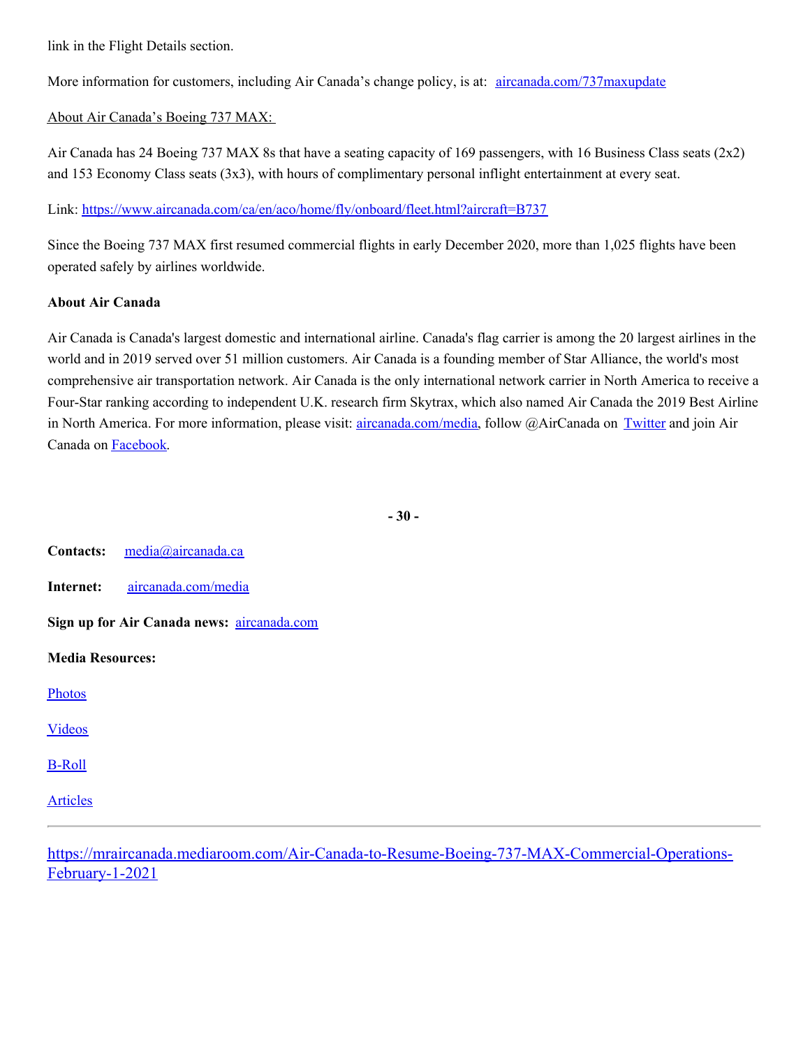link in the Flight Details section.

More information for customers, including Air Canada's change policy, is at: [aircanada.com/737maxupdate](aircanada.com/737maxupdate)

About Air Canada's Boeing 737 MAX:

Air Canada has 24 Boeing 737 MAX 8s that have a seating capacity of 169 passengers, with 16 Business Class seats (2x2) and 153 Economy Class seats (3x3), with hours of complimentary personal inflight entertainment at every seat.

Link: [https://www.aircanada.com/ca/en/aco/home/fly/onboard/fleet.html?aircraft=B737](https://www.aircanada.com/ca/en/aco/home/fly/onboard/fleet.html?aircraft=B737)

Since the Boeing 737 MAX first resumed commercial flights in early December 2020, more than 1,025 flights have been operated safely by airlines worldwide.

**About Air Canada**

Air Canada is Canada's largest domestic and international airline. Canada's flag carrier is among the 20 largest airlines in the world and in 2019 served over 51 million customers. Air Canada is a founding member of Star Alliance, the world's most comprehensive air transportation network. Air Canada is the only international network carrier in North America to receive a Four-Star ranking according to independent U.K. research firm Skytrax, which also named Air Canada the 2019 Best Airline in North America. For more information, please visit: aircanada.com/media, follow @AirCanada on Twitter and join Air Canada on Facebook.

**- 30 -**

**Contacts:** media@aircanada.ca

**Internet:** aircanada.com/media

**Sign up for Air Canada news:** aircanada.com

**Media Resources:**

Photos

Videos

B-Roll

Articles

---

https://mraircanada.mediaroom.com/Air-Canada-to-Resume-Boeing-737-MAX-Commercial-Operations-February-1-2021